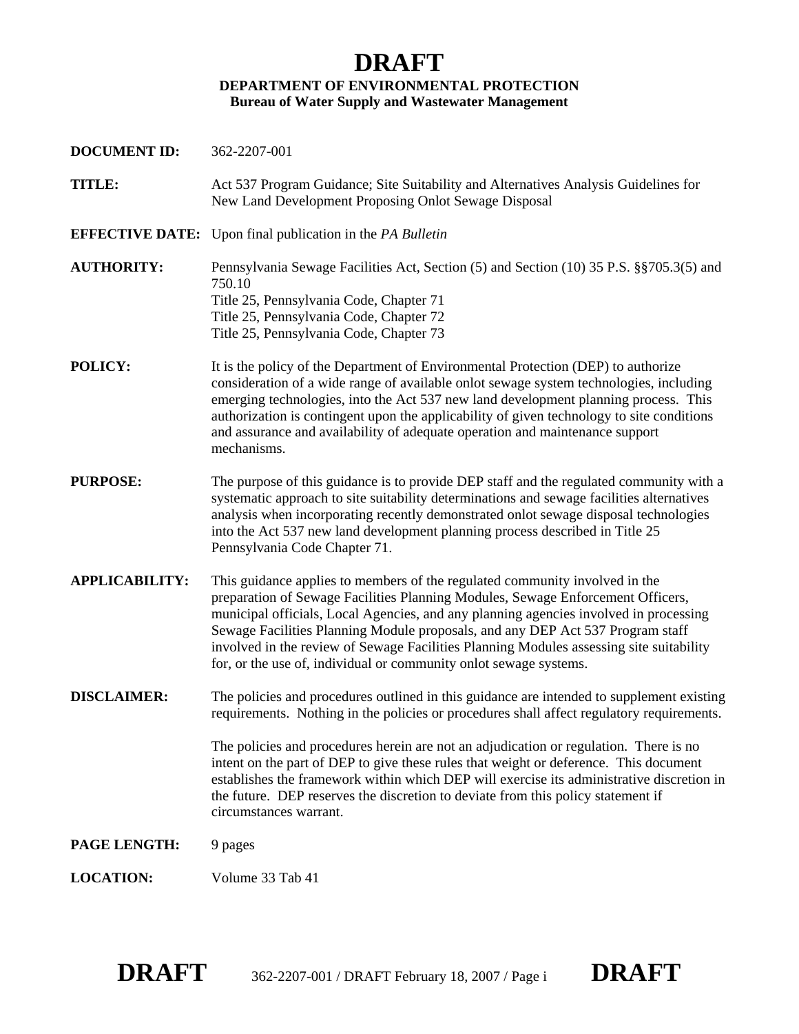# DRAFT

**DEPARTMENT OF ENVIRONMENTAL PROTECTION**
**Bureau of Water Supply and Wastewater Management**

**DOCUMENT ID:** 362-2207-001

**TITLE:** Act 537 Program Guidance; Site Suitability and Alternatives Analysis Guidelines for New Land Development Proposing Onlot Sewage Disposal

**EFFECTIVE DATE:** Upon final publication in the *PA Bulletin*

**AUTHORITY:** Pennsylvania Sewage Facilities Act, Section (5) and Section (10) 35 P.S. §§705.3(5) and 750.10
Title 25, Pennsylvania Code, Chapter 71
Title 25, Pennsylvania Code, Chapter 72
Title 25, Pennsylvania Code, Chapter 73

**POLICY:** It is the policy of the Department of Environmental Protection (DEP) to authorize consideration of a wide range of available onlot sewage system technologies, including emerging technologies, into the Act 537 new land development planning process. This authorization is contingent upon the applicability of given technology to site conditions and assurance and availability of adequate operation and maintenance support mechanisms.

**PURPOSE:** The purpose of this guidance is to provide DEP staff and the regulated community with a systematic approach to site suitability determinations and sewage facilities alternatives analysis when incorporating recently demonstrated onlot sewage disposal technologies into the Act 537 new land development planning process described in Title 25 Pennsylvania Code Chapter 71.

**APPLICABILITY:** This guidance applies to members of the regulated community involved in the preparation of Sewage Facilities Planning Modules, Sewage Enforcement Officers, municipal officials, Local Agencies, and any planning agencies involved in processing Sewage Facilities Planning Module proposals, and any DEP Act 537 Program staff involved in the review of Sewage Facilities Planning Modules assessing site suitability for, or the use of, individual or community onlot sewage systems.

**DISCLAIMER:** The policies and procedures outlined in this guidance are intended to supplement existing requirements. Nothing in the policies or procedures shall affect regulatory requirements.

The policies and procedures herein are not an adjudication or regulation. There is no intent on the part of DEP to give these rules that weight or deference. This document establishes the framework within which DEP will exercise its administrative discretion in the future. DEP reserves the discretion to deviate from this policy statement if circumstances warrant.

**PAGE LENGTH:** 9 pages

**LOCATION:** Volume 33 Tab 41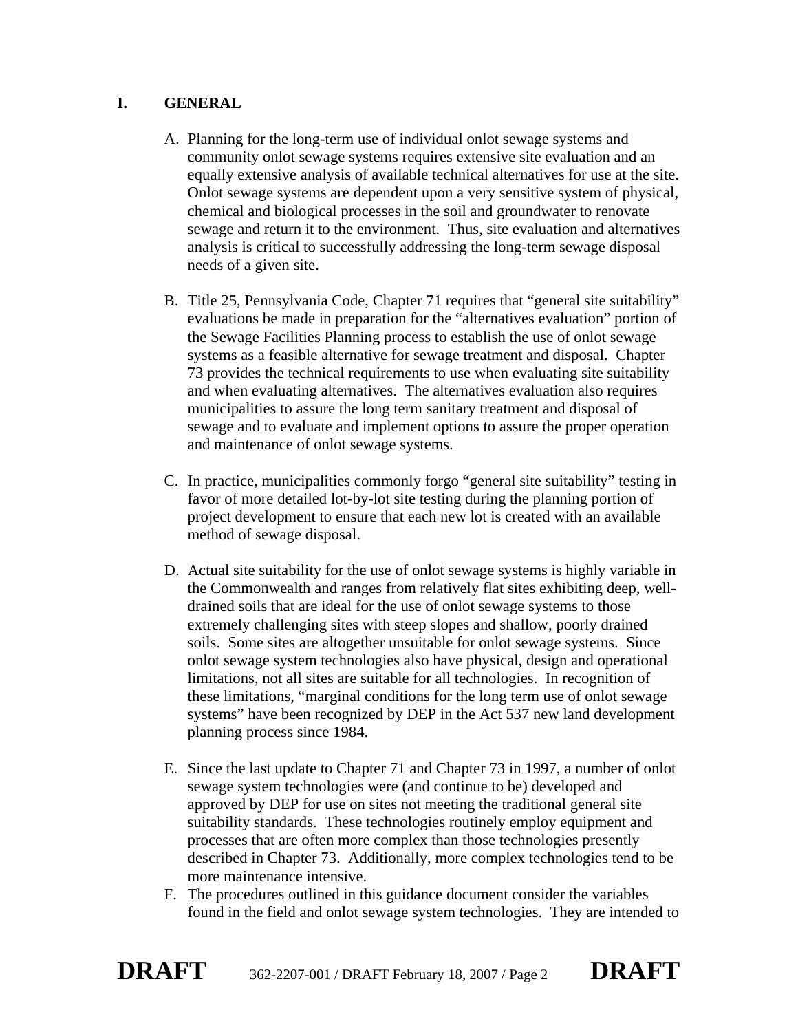# I. GENERAL

A. Planning for the long-term use of individual onlot sewage systems and community onlot sewage systems requires extensive site evaluation and an equally extensive analysis of available technical alternatives for use at the site. Onlot sewage systems are dependent upon a very sensitive system of physical, chemical and biological processes in the soil and groundwater to renovate sewage and return it to the environment. Thus, site evaluation and alternatives analysis is critical to successfully addressing the long-term sewage disposal needs of a given site.

B. Title 25, Pennsylvania Code, Chapter 71 requires that "general site suitability" evaluations be made in preparation for the "alternatives evaluation" portion of the Sewage Facilities Planning process to establish the use of onlot sewage systems as a feasible alternative for sewage treatment and disposal. Chapter 73 provides the technical requirements to use when evaluating site suitability and when evaluating alternatives. The alternatives evaluation also requires municipalities to assure the long term sanitary treatment and disposal of sewage and to evaluate and implement options to assure the proper operation and maintenance of onlot sewage systems.

C. In practice, municipalities commonly forgo "general site suitability" testing in favor of more detailed lot-by-lot site testing during the planning portion of project development to ensure that each new lot is created with an available method of sewage disposal.

D. Actual site suitability for the use of onlot sewage systems is highly variable in the Commonwealth and ranges from relatively flat sites exhibiting deep, well-drained soils that are ideal for the use of onlot sewage systems to those extremely challenging sites with steep slopes and shallow, poorly drained soils. Some sites are altogether unsuitable for onlot sewage systems. Since onlot sewage system technologies also have physical, design and operational limitations, not all sites are suitable for all technologies. In recognition of these limitations, "marginal conditions for the long term use of onlot sewage systems" have been recognized by DEP in the Act 537 new land development planning process since 1984.

E. Since the last update to Chapter 71 and Chapter 73 in 1997, a number of onlot sewage system technologies were (and continue to be) developed and approved by DEP for use on sites not meeting the traditional general site suitability standards. These technologies routinely employ equipment and processes that are often more complex than those technologies presently described in Chapter 73. Additionally, more complex technologies tend to be more maintenance intensive.

F. The procedures outlined in this guidance document consider the variables found in the field and onlot sewage system technologies. They are intended to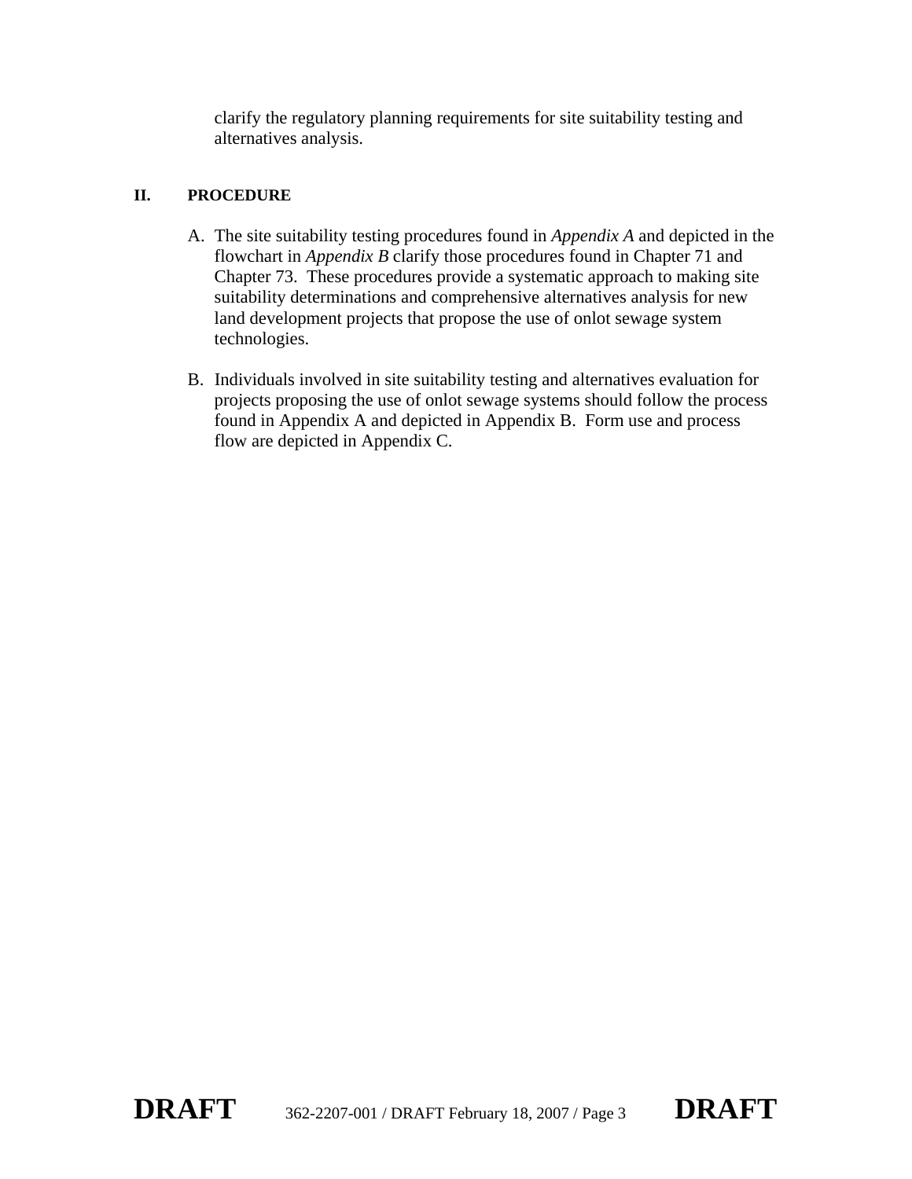clarify the regulatory planning requirements for site suitability testing and alternatives analysis.

## II. PROCEDURE

A. The site suitability testing procedures found in *Appendix A* and depicted in the flowchart in *Appendix B* clarify those procedures found in Chapter 71 and Chapter 73. These procedures provide a systematic approach to making site suitability determinations and comprehensive alternatives analysis for new land development projects that propose the use of onlot sewage system technologies.

B. Individuals involved in site suitability testing and alternatives evaluation for projects proposing the use of onlot sewage systems should follow the process found in Appendix A and depicted in Appendix B. Form use and process flow are depicted in Appendix C.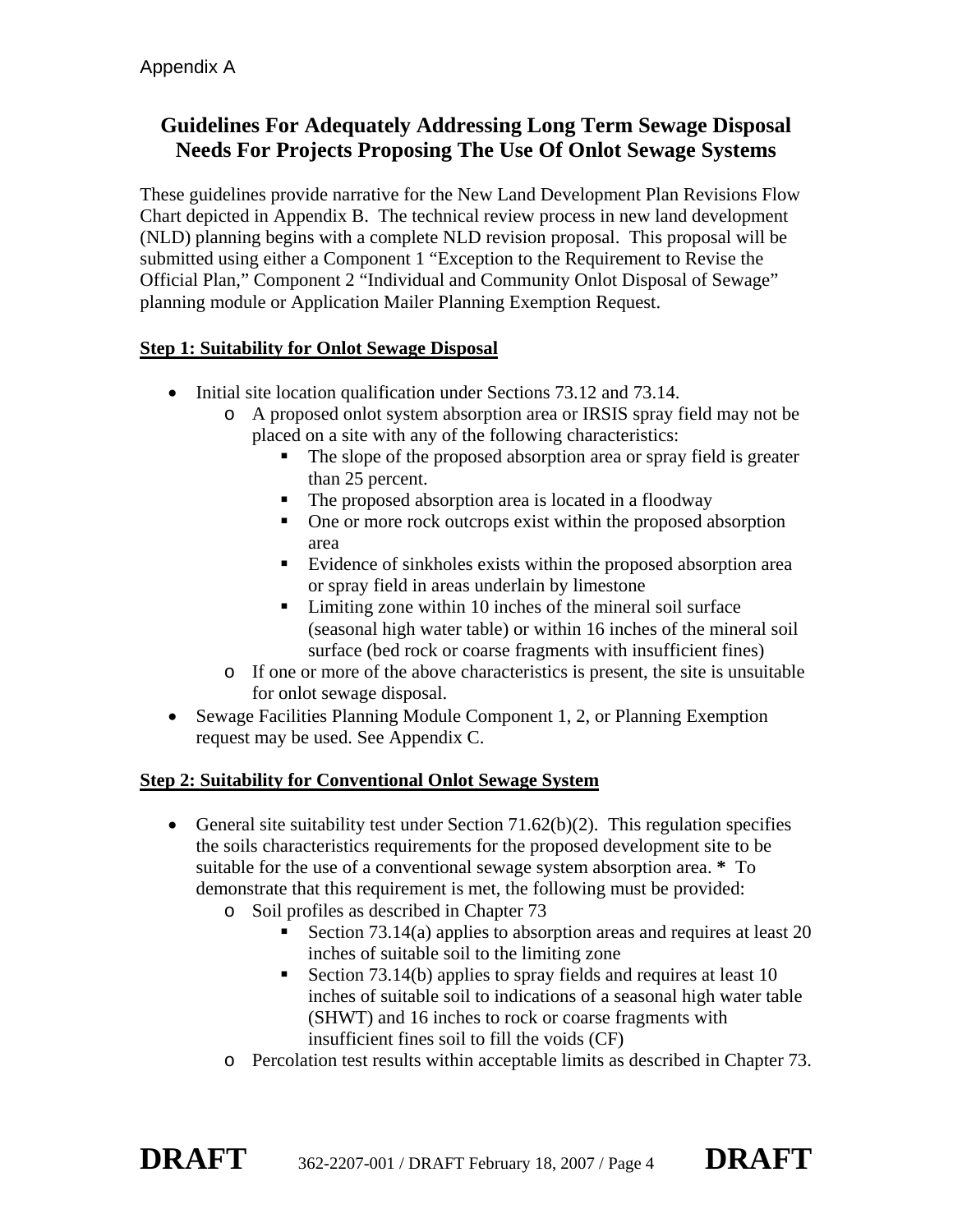Appendix A

# Guidelines For Adequately Addressing Long Term Sewage Disposal Needs For Projects Proposing The Use Of Onlot Sewage Systems

These guidelines provide narrative for the New Land Development Plan Revisions Flow Chart depicted in Appendix B. The technical review process in new land development (NLD) planning begins with a complete NLD revision proposal. This proposal will be submitted using either a Component 1 "Exception to the Requirement to Revise the Official Plan," Component 2 "Individual and Community Onlot Disposal of Sewage" planning module or Application Mailer Planning Exemption Request.

## Step 1: Suitability for Onlot Sewage Disposal

- Initial site location qualification under Sections 73.12 and 73.14.
  - A proposed onlot system absorption area or IRSIS spray field may not be placed on a site with any of the following characteristics:
    - The slope of the proposed absorption area or spray field is greater than 25 percent.
    - The proposed absorption area is located in a floodway
    - One or more rock outcrops exist within the proposed absorption area
    - Evidence of sinkholes exists within the proposed absorption area or spray field in areas underlain by limestone
    - Limiting zone within 10 inches of the mineral soil surface (seasonal high water table) or within 16 inches of the mineral soil surface (bed rock or coarse fragments with insufficient fines)
  - If one or more of the above characteristics is present, the site is unsuitable for onlot sewage disposal.
- Sewage Facilities Planning Module Component 1, 2, or Planning Exemption request may be used. See Appendix C.

## Step 2: Suitability for Conventional Onlot Sewage System

- General site suitability test under Section 71.62(b)(2). This regulation specifies the soils characteristics requirements for the proposed development site to be suitable for the use of a conventional sewage system absorption area. **\*** To demonstrate that this requirement is met, the following must be provided:
  - Soil profiles as described in Chapter 73
    - Section 73.14(a) applies to absorption areas and requires at least 20 inches of suitable soil to the limiting zone
    - Section 73.14(b) applies to spray fields and requires at least 10 inches of suitable soil to indications of a seasonal high water table (SHWT) and 16 inches to rock or coarse fragments with insufficient fines soil to fill the voids (CF)
  - Percolation test results within acceptable limits as described in Chapter 73.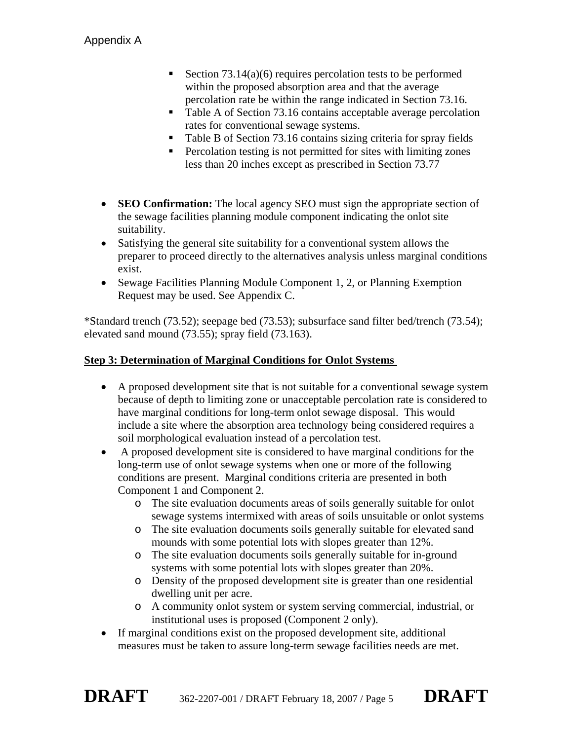- Section 73.14(a)(6) requires percolation tests to be performed within the proposed absorption area and that the average percolation rate be within the range indicated in Section 73.16.
- Table A of Section 73.16 contains acceptable average percolation rates for conventional sewage systems.
- Table B of Section 73.16 contains sizing criteria for spray fields
- Percolation testing is not permitted for sites with limiting zones less than 20 inches except as prescribed in Section 73.77

- **SEO Confirmation:** The local agency SEO must sign the appropriate section of the sewage facilities planning module component indicating the onlot site suitability.
- Satisfying the general site suitability for a conventional system allows the preparer to proceed directly to the alternatives analysis unless marginal conditions exist.
- Sewage Facilities Planning Module Component 1, 2, or Planning Exemption Request may be used. See Appendix C.

*Standard trench (73.52); seepage bed (73.53); subsurface sand filter bed/trench (73.54); elevated sand mound (73.55); spray field (73.163).

**Step 3: Determination of Marginal Conditions for Onlot Systems**

- A proposed development site that is not suitable for a conventional sewage system because of depth to limiting zone or unacceptable percolation rate is considered to have marginal conditions for long-term onlot sewage disposal. This would include a site where the absorption area technology being considered requires a soil morphological evaluation instead of a percolation test.
- A proposed development site is considered to have marginal conditions for the long-term use of onlot sewage systems when one or more of the following conditions are present. Marginal conditions criteria are presented in both Component 1 and Component 2.
  - The site evaluation documents areas of soils generally suitable for onlot sewage systems intermixed with areas of soils unsuitable or onlot systems
  - The site evaluation documents soils generally suitable for elevated sand mounds with some potential lots with slopes greater than 12%.
  - The site evaluation documents soils generally suitable for in-ground systems with some potential lots with slopes greater than 20%.
  - Density of the proposed development site is greater than one residential dwelling unit per acre.
  - A community onlot system or system serving commercial, industrial, or institutional uses is proposed (Component 2 only).
- If marginal conditions exist on the proposed development site, additional measures must be taken to assure long-term sewage facilities needs are met.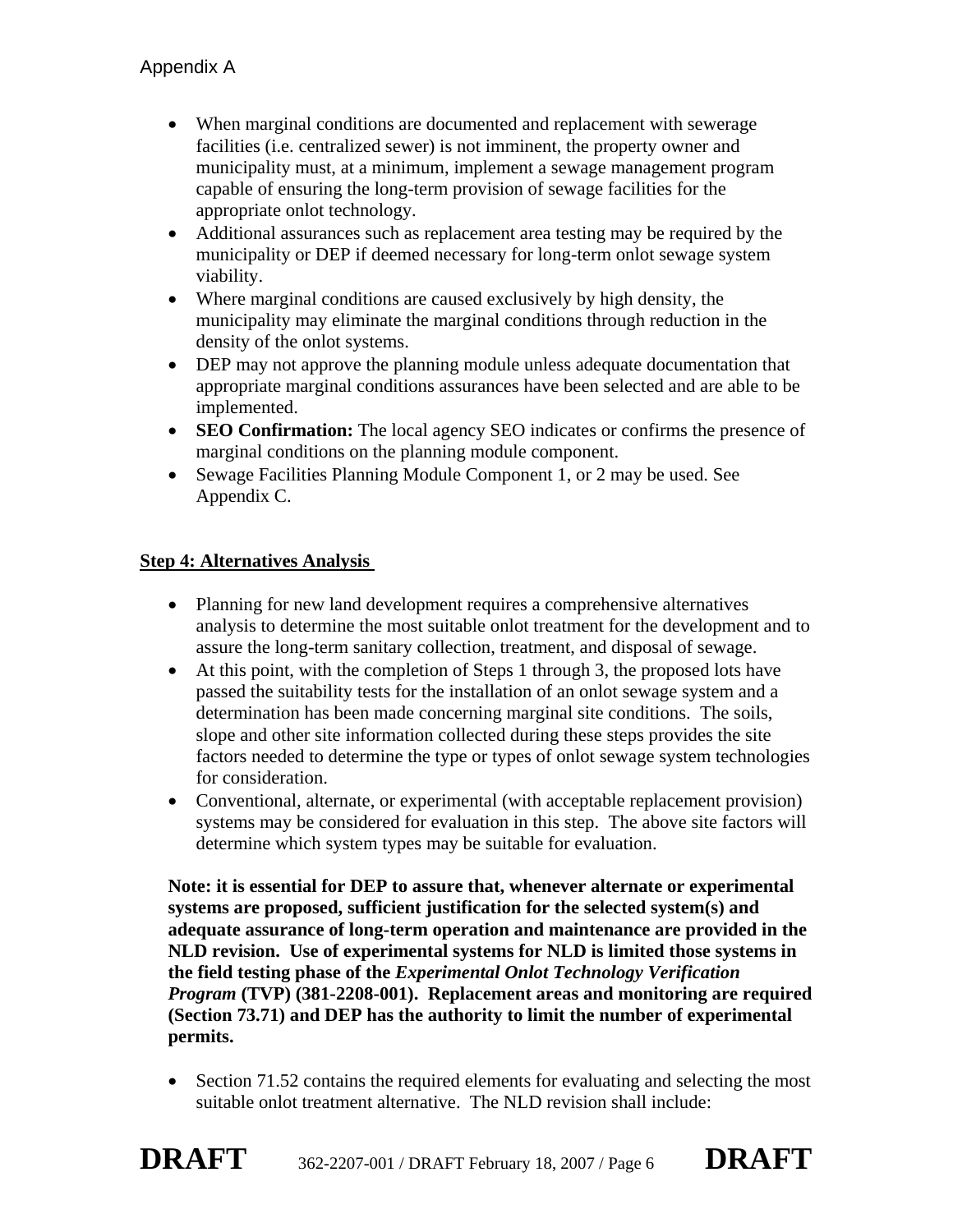- When marginal conditions are documented and replacement with sewerage facilities (i.e. centralized sewer) is not imminent, the property owner and municipality must, at a minimum, implement a sewage management program capable of ensuring the long-term provision of sewage facilities for the appropriate onlot technology.
- Additional assurances such as replacement area testing may be required by the municipality or DEP if deemed necessary for long-term onlot sewage system viability.
- Where marginal conditions are caused exclusively by high density, the municipality may eliminate the marginal conditions through reduction in the density of the onlot systems.
- DEP may not approve the planning module unless adequate documentation that appropriate marginal conditions assurances have been selected and are able to be implemented.
- **SEO Confirmation:** The local agency SEO indicates or confirms the presence of marginal conditions on the planning module component.
- Sewage Facilities Planning Module Component 1, or 2 may be used. See Appendix C.

**Step 4: Alternatives Analysis**

- Planning for new land development requires a comprehensive alternatives analysis to determine the most suitable onlot treatment for the development and to assure the long-term sanitary collection, treatment, and disposal of sewage.
- At this point, with the completion of Steps 1 through 3, the proposed lots have passed the suitability tests for the installation of an onlot sewage system and a determination has been made concerning marginal site conditions. The soils, slope and other site information collected during these steps provides the site factors needed to determine the type or types of onlot sewage system technologies for consideration.
- Conventional, alternate, or experimental (with acceptable replacement provision) systems may be considered for evaluation in this step. The above site factors will determine which system types may be suitable for evaluation.

**Note: it is essential for DEP to assure that, whenever alternate or experimental systems are proposed, sufficient justification for the selected system(s) and adequate assurance of long-term operation and maintenance are provided in the NLD revision. Use of experimental systems for NLD is limited those systems in the field testing phase of the *Experimental Onlot Technology Verification Program* (TVP) (381-2208-001). Replacement areas and monitoring are required (Section 73.71) and DEP has the authority to limit the number of experimental permits.**

- Section 71.52 contains the required elements for evaluating and selecting the most suitable onlot treatment alternative. The NLD revision shall include: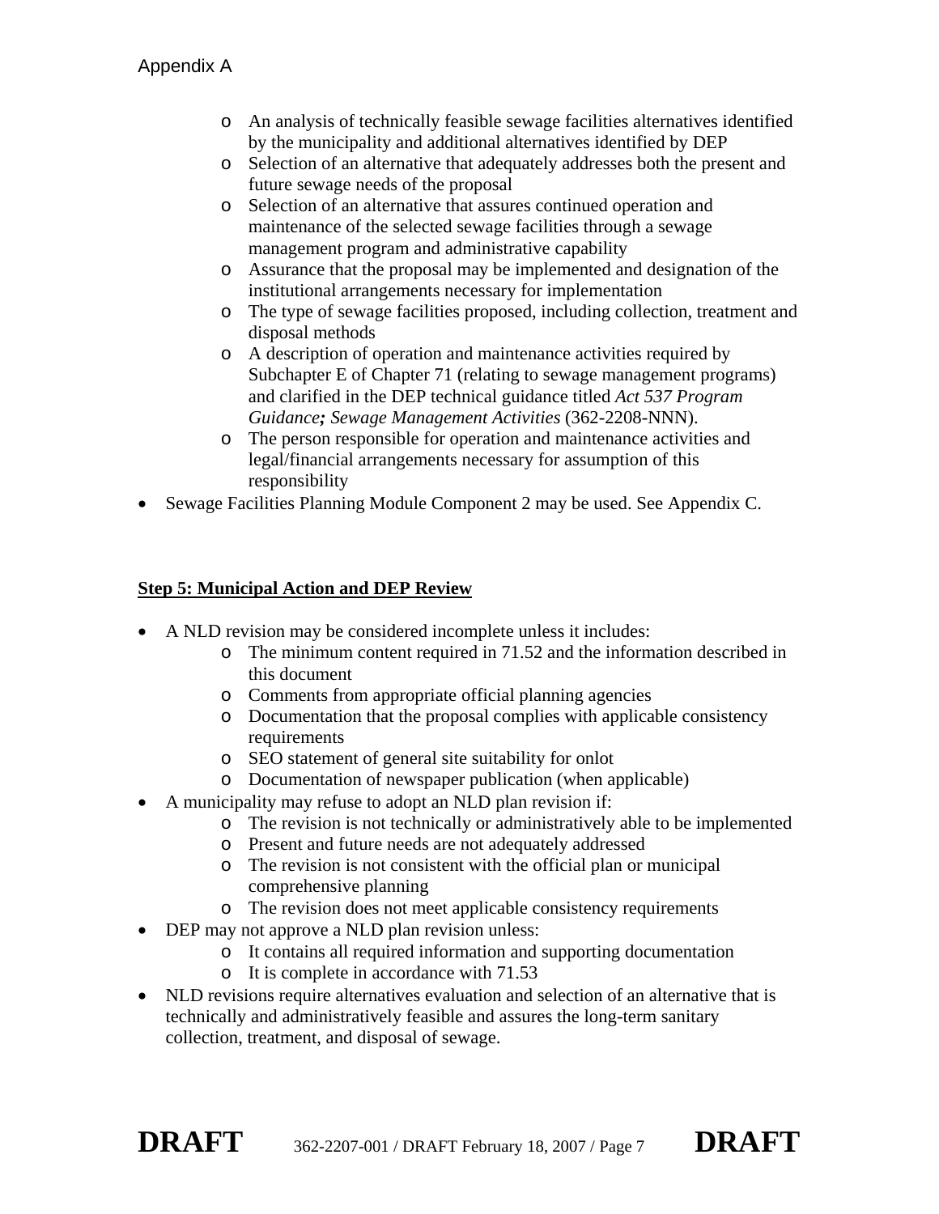- An analysis of technically feasible sewage facilities alternatives identified by the municipality and additional alternatives identified by DEP
    - Selection of an alternative that adequately addresses both the present and future sewage needs of the proposal
    - Selection of an alternative that assures continued operation and maintenance of the selected sewage facilities through a sewage management program and administrative capability
    - Assurance that the proposal may be implemented and designation of the institutional arrangements necessary for implementation
    - The type of sewage facilities proposed, including collection, treatment and disposal methods
    - A description of operation and maintenance activities required by Subchapter E of Chapter 71 (relating to sewage management programs) and clarified in the DEP technical guidance titled *Act 537 Program Guidance**;** Sewage Management Activities* (362-2208-NNN).
    - The person responsible for operation and maintenance activities and legal/financial arrangements necessary for assumption of this responsibility
- Sewage Facilities Planning Module Component 2 may be used. See Appendix C.

**Step 5: Municipal Action and DEP Review**

- A NLD revision may be considered incomplete unless it includes:
    - The minimum content required in 71.52 and the information described in this document
    - Comments from appropriate official planning agencies
    - Documentation that the proposal complies with applicable consistency requirements
    - SEO statement of general site suitability for onlot
    - Documentation of newspaper publication (when applicable)
- A municipality may refuse to adopt an NLD plan revision if:
    - The revision is not technically or administratively able to be implemented
    - Present and future needs are not adequately addressed
    - The revision is not consistent with the official plan or municipal comprehensive planning
    - The revision does not meet applicable consistency requirements
- DEP may not approve a NLD plan revision unless:
    - It contains all required information and supporting documentation
    - It is complete in accordance with 71.53
- NLD revisions require alternatives evaluation and selection of an alternative that is technically and administratively feasible and assures the long-term sanitary collection, treatment, and disposal of sewage.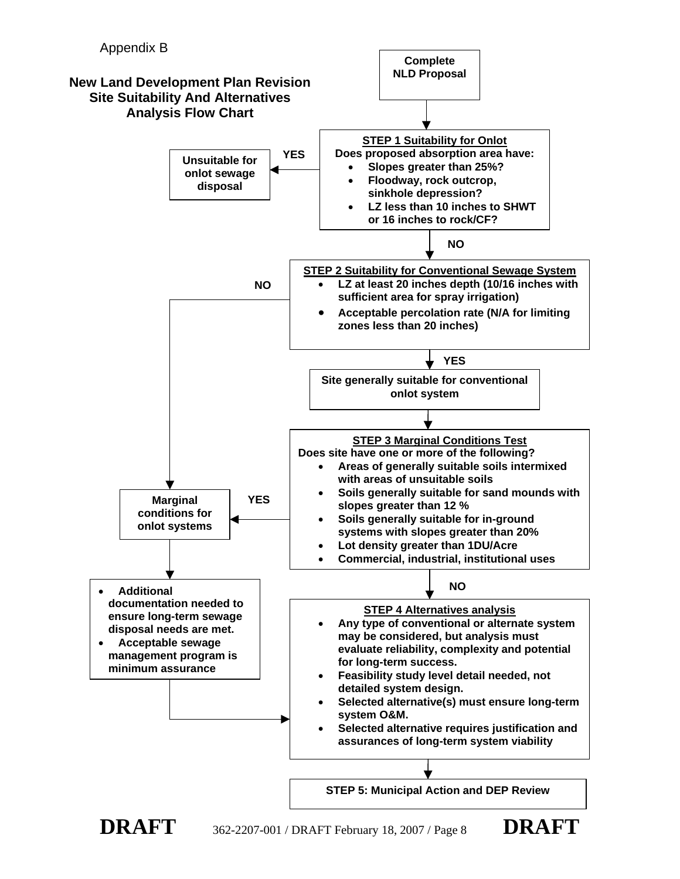Appendix B

## New Land Development Plan Revision Site Suitability And Alternatives Analysis Flow Chart

**Complete NLD Proposal**

**STEP 1 Suitability for Onlot**

**Does proposed absorption area have:**

- **Slopes greater than 25%?**
- **Floodway, rock outcrop, sinkhole depression?**
- **LZ less than 10 inches to SHWT or 16 inches to rock/CF?**

**YES** → **Unsuitable for onlot sewage disposal**

**NO** ↓

**STEP 2 Suitability for Conventional Sewage System**

- **LZ at least 20 inches depth (10/16 inches with sufficient area for spray irrigation)**
- **Acceptable percolation rate (N/A for limiting zones less than 20 inches)**

**NO** → **Marginal conditions for onlot systems**

**YES** ↓

**Site generally suitable for conventional onlot system**

↓

**STEP 3 Marginal Conditions Test**

**Does site have one or more of the following?**

- **Areas of generally suitable soils intermixed with areas of unsuitable soils**
- **Soils generally suitable for sand mounds with slopes greater than 12 %**
- **Soils generally suitable for in-ground systems with slopes greater than 20%**
- **Lot density greater than 1DU/Acre**
- **Commercial, industrial, institutional uses**

**YES** → **Marginal conditions for onlot systems**

**Marginal conditions for onlot systems** ↓

- **Additional documentation needed to ensure long-term sewage disposal needs are met.**
- **Acceptable sewage management program is minimum assurance**

→ STEP 4

**NO** ↓

**STEP 4 Alternatives analysis**

- **Any type of conventional or alternate system may be considered, but analysis must evaluate reliability, complexity and potential for long-term success.**
- **Feasibility study level detail needed, not detailed system design.**
- **Selected alternative(s) must ensure long-term system O&M.**
- **Selected alternative requires justification and assurances of long-term system viability**

↓

**STEP 5: Municipal Action and DEP Review**

**DRAFT** 362-2207-001 / DRAFT February 18, 2007 / Page 8 **DRAFT**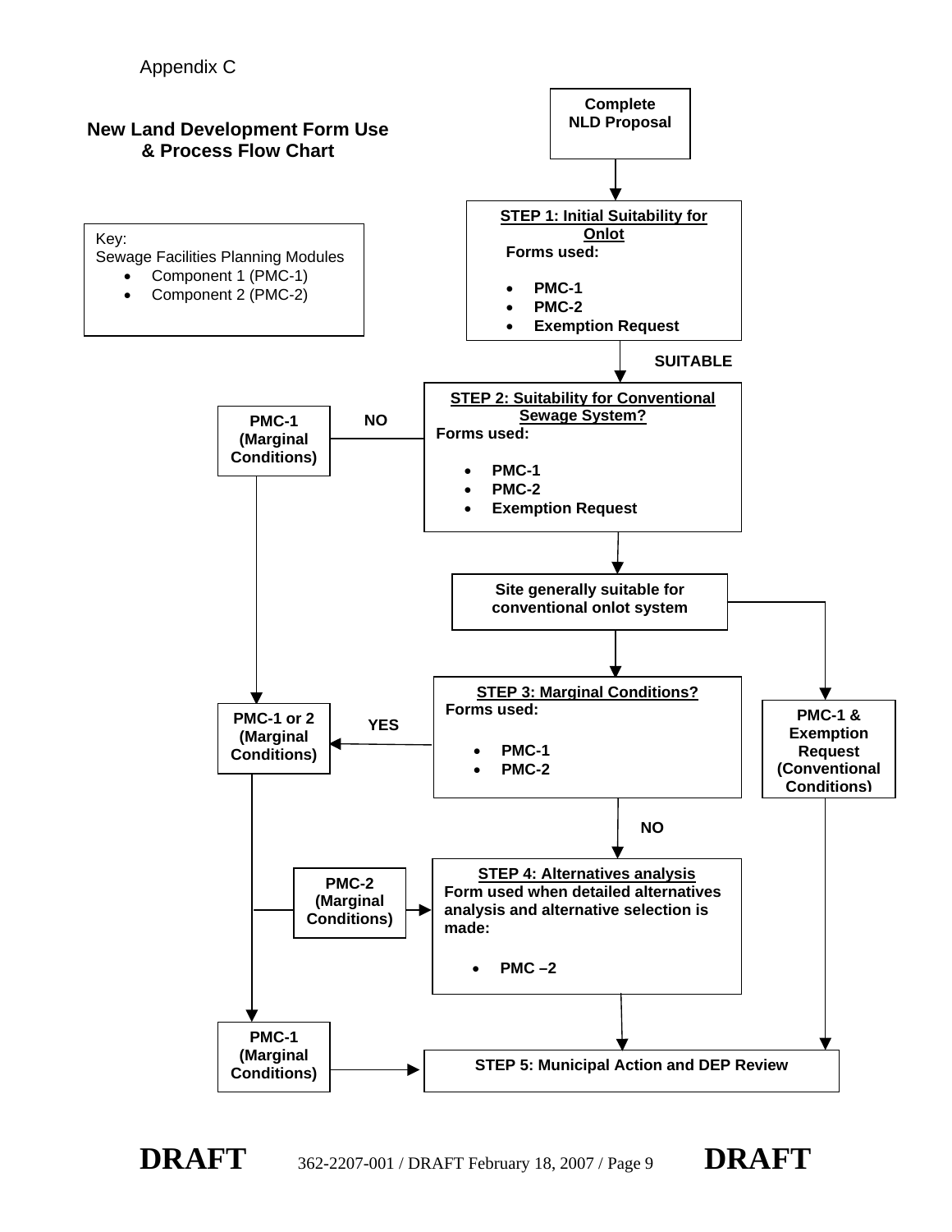Appendix C

## New Land Development Form Use & Process Flow Chart

Key:
Sewage Facilities Planning Modules

- Component 1 (PMC-1)
- Component 2 (PMC-2)

**Complete NLD Proposal**

**STEP 1: Initial Suitability for Onlot**
**Forms used:**

- **PMC-1**
- **PMC-2**
- **Exemption Request**

**SUITABLE**

**STEP 2: Suitability for Conventional Sewage System?**
**Forms used:**

- **PMC-1**
- **PMC-2**
- **Exemption Request**

**NO**

**PMC-1 (Marginal Conditions)**

**Site generally suitable for conventional onlot system**

**PMC-1 & Exemption Request (Conventional Conditions)**

**STEP 3: Marginal Conditions?**
**Forms used:**

- **PMC-1**
- **PMC-2**

**YES**

**PMC-1 or 2 (Marginal Conditions)**

**NO**

**STEP 4: Alternatives analysis**
**Form used when detailed alternatives analysis and alternative selection is made:**

- **PMC –2**

**PMC-2 (Marginal Conditions)**

**PMC-1 (Marginal Conditions)**

**STEP 5: Municipal Action and DEP Review**

**DRAFT** 362-2207-001 / DRAFT February 18, 2007 / Page 9 **DRAFT**